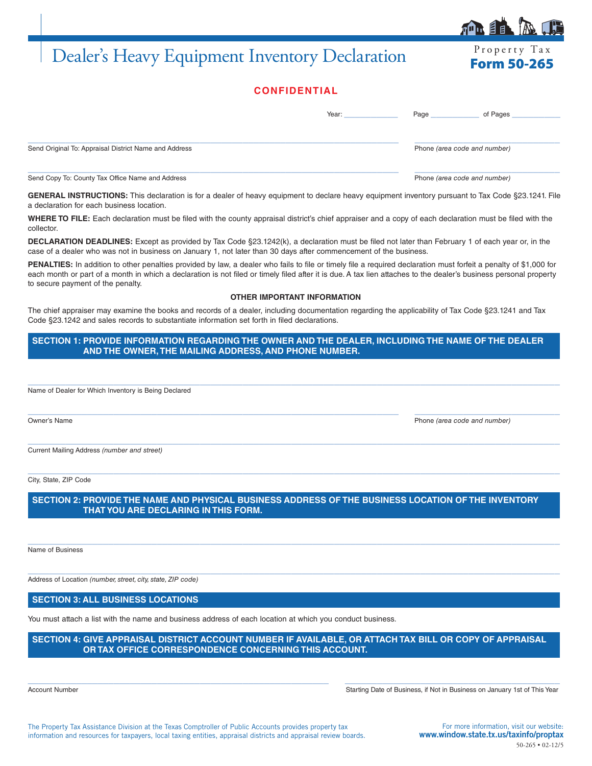# Dealer's Heavy Equipment Inventory Declaration

Property Tax
**Form 50-265**

**CONFIDENTIAL**

Year: ______________ Page ____________ of Pages ____________

_______________________________________________ _______________________
Send Original To: Appraisal District Name and Address — Phone *(area code and number)*

_______________________________________________ _______________________
Send Copy To: County Tax Office Name and Address — Phone *(area code and number)*

**GENERAL INSTRUCTIONS:** This declaration is for a dealer of heavy equipment to declare heavy equipment inventory pursuant to Tax Code §23.1241. File a declaration for each business location.

**WHERE TO FILE:** Each declaration must be filed with the county appraisal district's chief appraiser and a copy of each declaration must be filed with the collector.

**DECLARATION DEADLINES:** Except as provided by Tax Code §23.1242(k), a declaration must be filed not later than February 1 of each year or, in the case of a dealer who was not in business on January 1, not later than 30 days after commencement of the business.

**PENALTIES:** In addition to other penalties provided by law, a dealer who fails to file or timely file a required declaration must forfeit a penalty of $1,000 for each month or part of a month in which a declaration is not filed or timely filed after it is due. A tax lien attaches to the dealer's business personal property to secure payment of the penalty.

**OTHER IMPORTANT INFORMATION**

The chief appraiser may examine the books and records of a dealer, including documentation regarding the applicability of Tax Code §23.1241 and Tax Code §23.1242 and sales records to substantiate information set forth in filed declarations.

## SECTION 1: PROVIDE INFORMATION REGARDING THE OWNER AND THE DEALER, INCLUDING THE NAME OF THE DEALER AND THE OWNER, THE MAILING ADDRESS, AND PHONE NUMBER.

_______________________________________________
Name of Dealer for Which Inventory is Being Declared

_______________________________________________ _______________________
Owner's Name — Phone *(area code and number)*

_______________________________________________
Current Mailing Address *(number and street)*

_______________________________________________
City, State, ZIP Code

## SECTION 2: PROVIDE THE NAME AND PHYSICAL BUSINESS ADDRESS OF THE BUSINESS LOCATION OF THE INVENTORY THAT YOU ARE DECLARING IN THIS FORM.

_______________________________________________
Name of Business

_______________________________________________
Address of Location *(number, street, city, state, ZIP code)*

## SECTION 3: ALL BUSINESS LOCATIONS

You must attach a list with the name and business address of each location at which you conduct business.

## SECTION 4: GIVE APPRAISAL DISTRICT ACCOUNT NUMBER IF AVAILABLE, OR ATTACH TAX BILL OR COPY OF APPRAISAL OR TAX OFFICE CORRESPONDENCE CONCERNING THIS ACCOUNT.

_______________________________________________ _______________________
Account Number — Starting Date of Business, if Not in Business on January 1st of This Year

The Property Tax Assistance Division at the Texas Comptroller of Public Accounts provides property tax information and resources for taxpayers, local taxing entities, appraisal districts and appraisal review boards.

For more information, visit our website: **www.window.state.tx.us/taxinfo/proptax**

50-265 • 02-12/5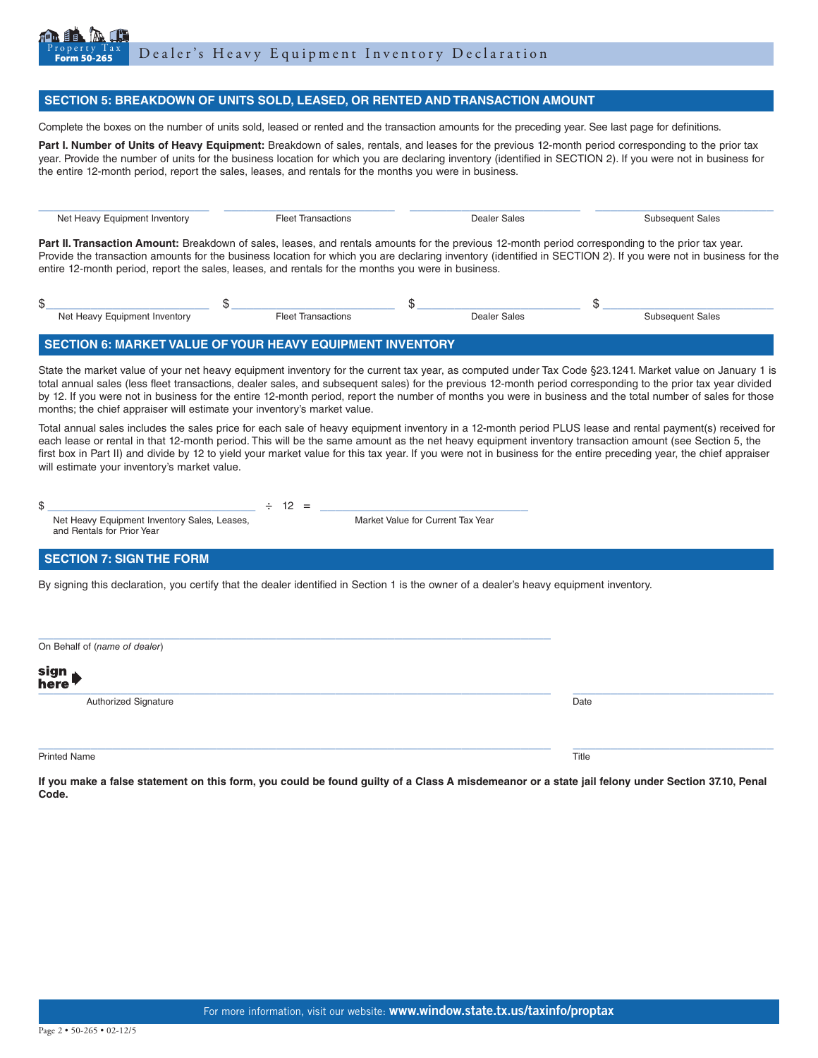## SECTION 5: BREAKDOWN OF UNITS SOLD, LEASED, OR RENTED AND TRANSACTION AMOUNT

Complete the boxes on the number of units sold, leased or rented and the transaction amounts for the preceding year. See last page for definitions.

**Part I. Number of Units of Heavy Equipment:** Breakdown of sales, rentals, and leases for the previous 12-month period corresponding to the prior tax year. Provide the number of units for the business location for which you are declaring inventory (identified in SECTION 2). If you were not in business for the entire 12-month period, report the sales, leases, and rentals for the months you were in business.

| Net Heavy Equipment Inventory | Fleet Transactions | Dealer Sales | Subsequent Sales |
|---|---|---|---|
| | | | |

**Part II. Transaction Amount:** Breakdown of sales, leases, and rentals amounts for the previous 12-month period corresponding to the prior tax year. Provide the transaction amounts for the business location for which you are declaring inventory (identified in SECTION 2). If you were not in business for the entire 12-month period, report the sales, leases, and rentals for the months you were in business.

| Net Heavy Equipment Inventory | Fleet Transactions | Dealer Sales | Subsequent Sales |
|---|---|---|---|
| $ | $ | $ | $ |

## SECTION 6: MARKET VALUE OF YOUR HEAVY EQUIPMENT INVENTORY

State the market value of your net heavy equipment inventory for the current tax year, as computed under Tax Code §23.1241. Market value on January 1 is total annual sales (less fleet transactions, dealer sales, and subsequent sales) for the previous 12-month period corresponding to the prior tax year divided by 12. If you were not in business for the entire 12-month period, report the number of months you were in business and the total number of sales for those months; the chief appraiser will estimate your inventory's market value.

Total annual sales includes the sales price for each sale of heavy equipment inventory in a 12-month period PLUS lease and rental payment(s) received for each lease or rental in that 12-month period. This will be the same amount as the net heavy equipment inventory transaction amount (see Section 5, the first box in Part II) and divide by 12 to yield your market value for this tax year. If you were not in business for the entire preceding year, the chief appraiser will estimate your inventory's market value.

$ ____________________ ÷ 12 = ____________________

Net Heavy Equipment Inventory Sales, Leases, and Rentals for Prior Year — Market Value for Current Tax Year

## SECTION 7: SIGN THE FORM

By signing this declaration, you certify that the dealer identified in Section 1 is the owner of a dealer's heavy equipment inventory.

______________________________________
On Behalf of (*name of dealer*)

**sign here** ______________________________________ ____________________
Authorized Signature — Date

______________________________________ ____________________
Printed Name — Title

**If you make a false statement on this form, you could be found guilty of a Class A misdemeanor or a state jail felony under Section 37.10, Penal Code.**

For more information, visit our website: **www.window.state.tx.us/taxinfo/proptax**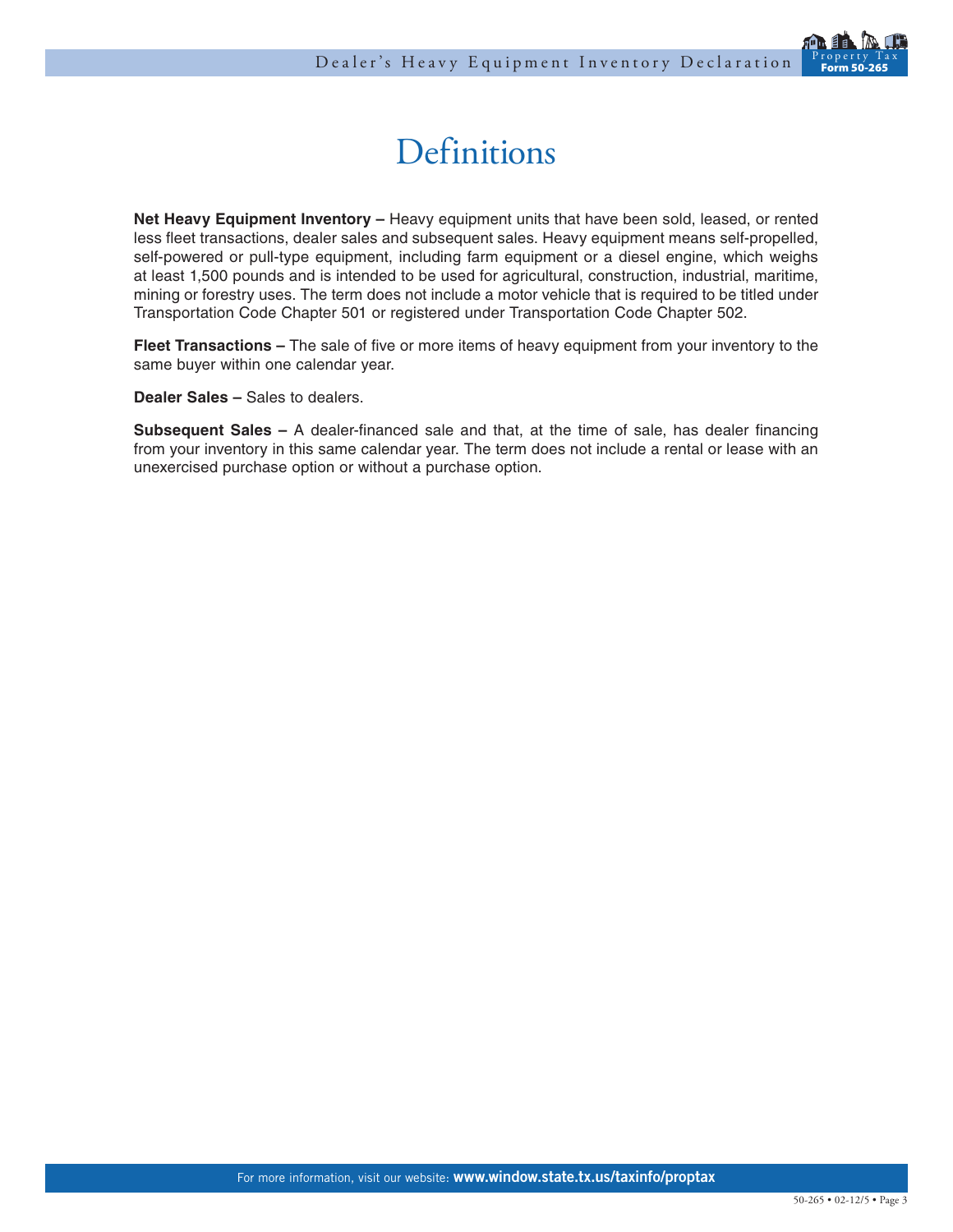# Definitions

**Net Heavy Equipment Inventory –** Heavy equipment units that have been sold, leased, or rented less fleet transactions, dealer sales and subsequent sales. Heavy equipment means self-propelled, self-powered or pull-type equipment, including farm equipment or a diesel engine, which weighs at least 1,500 pounds and is intended to be used for agricultural, construction, industrial, maritime, mining or forestry uses. The term does not include a motor vehicle that is required to be titled under Transportation Code Chapter 501 or registered under Transportation Code Chapter 502.

**Fleet Transactions –** The sale of five or more items of heavy equipment from your inventory to the same buyer within one calendar year.

**Dealer Sales –** Sales to dealers.

**Subsequent Sales –** A dealer-financed sale and that, at the time of sale, has dealer financing from your inventory in this same calendar year. The term does not include a rental or lease with an unexercised purchase option or without a purchase option.

For more information, visit our website: **www.window.state.tx.us/taxinfo/proptax**